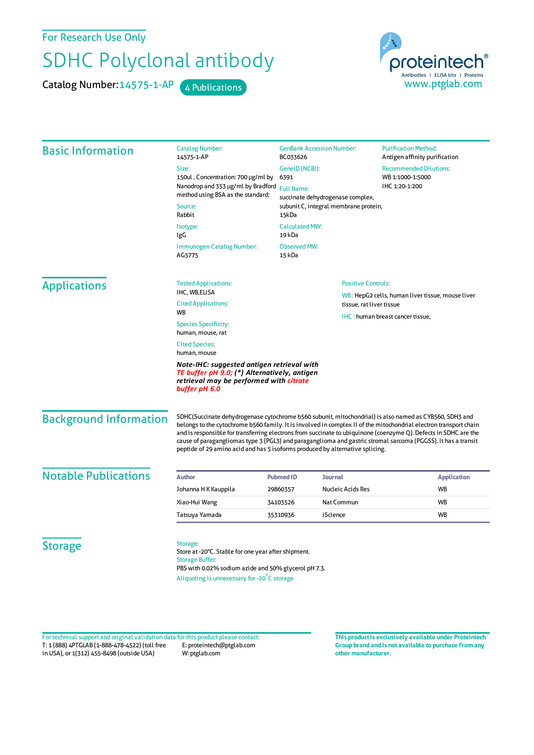For Research Use Only

# SDHC Polyclonal antibody

Catalog Number: 14575-1-AP    4 Publications

proteintech®
Antibodies | ELISA kits | Proteins
www.ptglab.com

## Basic Information

**Catalog Number:**
14575-1-AP

**Size:**
150ul , Concentration: 700 μg/ml by Nanodrop and 353 μg/ml by Bradford method using BSA as the standard;

**Source:**
Rabbit

**Isotype:**
IgG

**Immunogen Catalog Number:**
AG5775

**GenBank Accession Number:**
BC033626

**GeneID (NCBI):**
6391

**Full Name:**
succinate dehydrogenase complex, subunit C, integral membrane protein, 15kDa

**Calculated MW:**
19 kDa

**Observed MW:**
15 kDa

**Purification Method:**
Antigen affinity purification

**Recommended Dilutions:**
WB 1:1000-1:5000
IHC 1:20-1:200

## Applications

**Tested Applications:**
IHC, WB,ELISA

**Cited Applications:**
WB

**Species Specificity:**
human, mouse, rat

**Cited Species:**
human, mouse

***Note-IHC: suggested antigen retrieval with TE buffer pH 9.0; (\*) Alternatively, antigen retrieval may be performed with citrate buffer pH 6.0***

**Positive Controls:**

WB : HepG2 cells, human liver tissue, mouse liver tissue, rat liver tissue

IHC : human breast cancer tissue,

## Background Information

SDHC(Succinate dehydrogenase cytochrome b560 subunit, mitochondrial) is also named as CYB560, SDH3 and belongs to the cytochrome b560 family. It is involved in complex II of the mitochondrial electron transport chain and is responsible for transferring electrons from succinate to ubiquinone (coenzyme Q). Defects in SDHC are the cause of paragangliomas type 3 (PGL3) and paraganglioma and gastric stromal sarcoma (PGGSS). It has a transit peptide of 29 amino acid and has 5 isoforms produced by alternative splicing.

## Notable Publications

| Author | Pubmed ID | Journal | Application |
|---|---|---|---|
| Johanna H K Kauppila | 29860357 | Nucleic Acids Res | WB |
| Xiao-Hui Wang | 34103526 | Nat Commun | WB |
| Tatsuya Yamada | 35310936 | iScience | WB |

## Storage

**Storage:**
Store at -20°C. Stable for one year after shipment.

**Storage Buffer:**
PBS with 0.02% sodium azide and 50% glycerol pH 7.3.

Aliquoting is unnecessary for -20°C storage

For technical support and original validation data for this product please contact:
T: 1 (888) 4PTGLAB (1-888-478-4522) (toll free in USA), or 1(312) 455-8498 (outside USA)
E: proteintech@ptglab.com
W: ptglab.com

**This product is exclusively available under Proteintech Group brand and is not available to purchase from any other manufacturer.**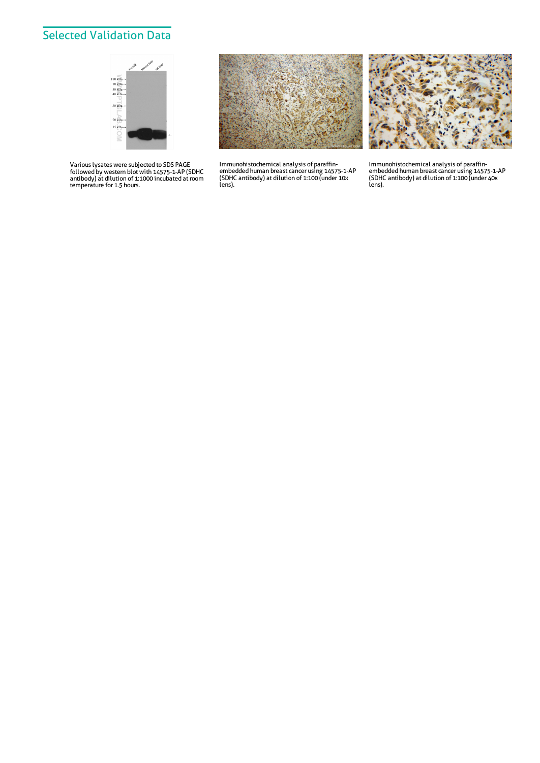## Selected Validation Data

Various lysates were subjected to SDS PAGE followed by western blot with 14575-1-AP (SDHC antibody) at dilution of 1:1000 incubated at room temperature for 1.5 hours.

Immunohistochemical analysis of paraffin-embedded human breast cancer using 14575-1-AP (SDHC antibody) at dilution of 1:100 (under 10x lens).

Immunohistochemical analysis of paraffin-embedded human breast cancer using 14575-1-AP (SDHC antibody) at dilution of 1:100 (under 40x lens).